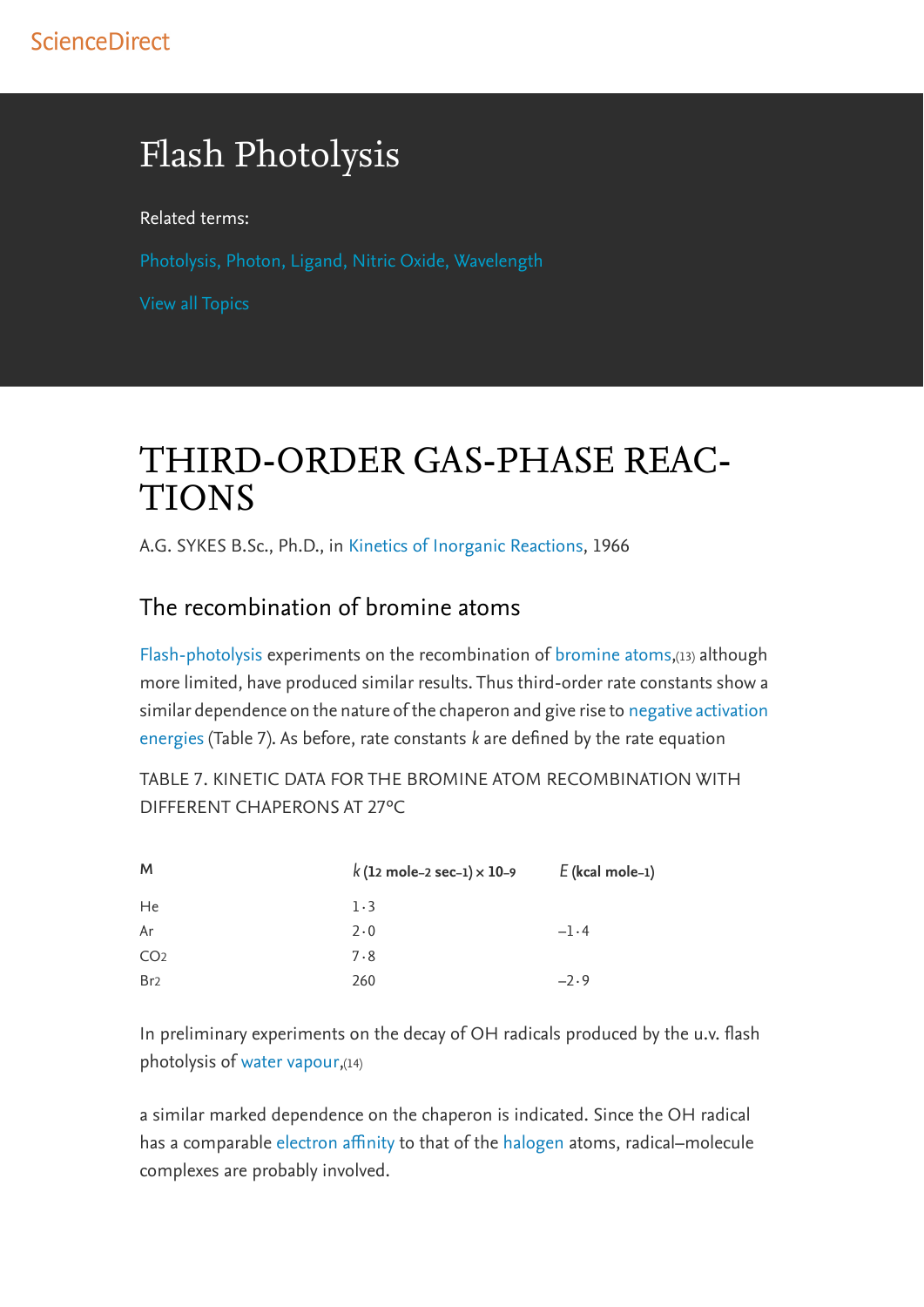ScienceDirect

# Flash Photolysis

Related terms:

Photolysis, Photon, Ligand, Nitric Oxide, Wavelength

View all Topics

## THIRD-ORDER GAS-PHASE REACTIONS

A.G. SYKES B.Sc., Ph.D., in Kinetics of Inorganic Reactions, 1966

### The recombination of bromine atoms

Flash-photolysis experiments on the recombination of bromine atoms,[13] although more limited, have produced similar results. Thus third-order rate constants show a similar dependence on the nature of the chaperon and give rise to negative activation energies (Table 7). As before, rate constants $k$ are defined by the rate equation

TABLE 7. KINETIC DATA FOR THE BROMINE ATOM RECOMBINATION WITH DIFFERENT CHAPERONS AT 27°C

| M | $k$ ($l^2$ mole$^{-2}$ sec$^{-1}$) × $10^{-9}$ | $E$ (kcal mole$^{-1}$) |
|---|---|---|
| He | 1·3 | |
| Ar | 2·0 | –1·4 |
| $CO_2$ | 7·8 | |
| $Br_2$ | 260 | –2·9 |

In preliminary experiments on the decay of OH radicals produced by the u.v. flash photolysis of water vapour,[14]

a similar marked dependence on the chaperon is indicated. Since the OH radical has a comparable electron affinity to that of the halogen atoms, radical–molecule complexes are probably involved.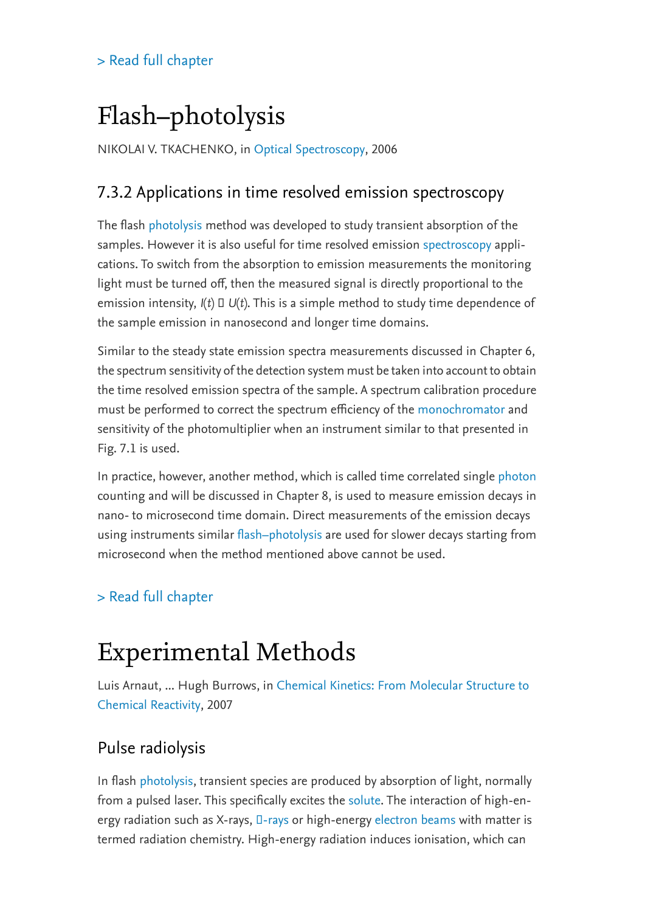> Read full chapter

# Flash–photolysis

NIKOLAI V. TKACHENKO, in Optical Spectroscopy, 2006

## 7.3.2 Applications in time resolved emission spectroscopy

The flash photolysis method was developed to study transient absorption of the samples. However it is also useful for time resolved emission spectroscopy applications. To switch from the absorption to emission measurements the monitoring light must be turned off, then the measured signal is directly proportional to the emission intensity, $I(t) \propto U(t)$. This is a simple method to study time dependence of the sample emission in nanosecond and longer time domains.

Similar to the steady state emission spectra measurements discussed in Chapter 6, the spectrum sensitivity of the detection system must be taken into account to obtain the time resolved emission spectra of the sample. A spectrum calibration procedure must be performed to correct the spectrum efficiency of the monochromator and sensitivity of the photomultiplier when an instrument similar to that presented in Fig. 7.1 is used.

In practice, however, another method, which is called time correlated single photon counting and will be discussed in Chapter 8, is used to measure emission decays in nano- to microsecond time domain. Direct measurements of the emission decays using instruments similar flash–photolysis are used for slower decays starting from microsecond when the method mentioned above cannot be used.

> Read full chapter

# Experimental Methods

Luis Arnaut, ... Hugh Burrows, in Chemical Kinetics: From Molecular Structure to Chemical Reactivity, 2007

## Pulse radiolysis

In flash photolysis, transient species are produced by absorption of light, normally from a pulsed laser. This specifically excites the solute. The interaction of high-energy radiation such as X-rays, $\gamma$-rays or high-energy electron beams with matter is termed radiation chemistry. High-energy radiation induces ionisation, which can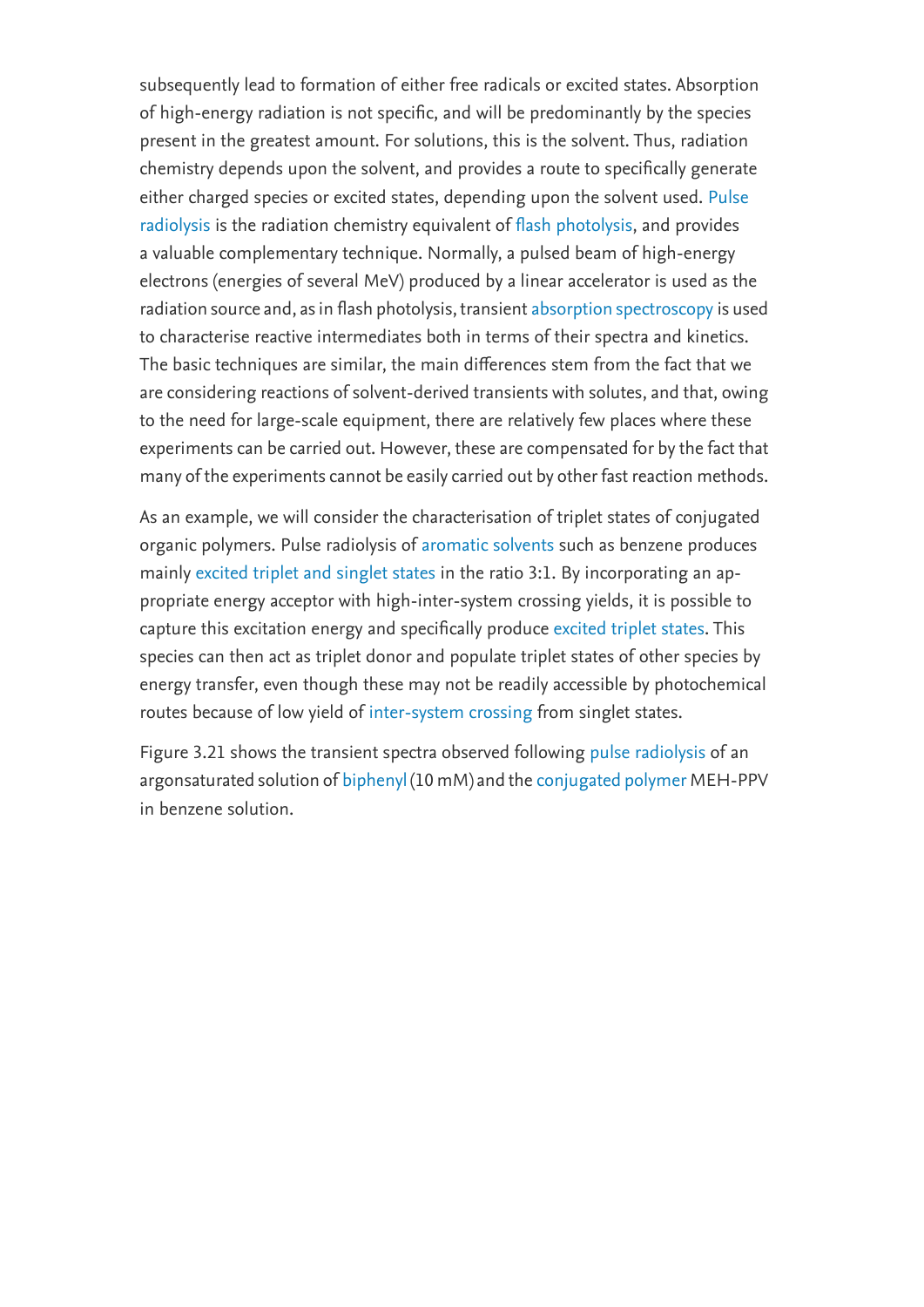subsequently lead to formation of either free radicals or excited states. Absorption of high-energy radiation is not specific, and will be predominantly by the species present in the greatest amount. For solutions, this is the solvent. Thus, radiation chemistry depends upon the solvent, and provides a route to specifically generate either charged species or excited states, depending upon the solvent used. Pulse radiolysis is the radiation chemistry equivalent of flash photolysis, and provides a valuable complementary technique. Normally, a pulsed beam of high-energy electrons (energies of several MeV) produced by a linear accelerator is used as the radiation source and, as in flash photolysis, transient absorption spectroscopy is used to characterise reactive intermediates both in terms of their spectra and kinetics. The basic techniques are similar, the main differences stem from the fact that we are considering reactions of solvent-derived transients with solutes, and that, owing to the need for large-scale equipment, there are relatively few places where these experiments can be carried out. However, these are compensated for by the fact that many of the experiments cannot be easily carried out by other fast reaction methods.

As an example, we will consider the characterisation of triplet states of conjugated organic polymers. Pulse radiolysis of aromatic solvents such as benzene produces mainly excited triplet and singlet states in the ratio 3:1. By incorporating an appropriate energy acceptor with high-inter-system crossing yields, it is possible to capture this excitation energy and specifically produce excited triplet states. This species can then act as triplet donor and populate triplet states of other species by energy transfer, even though these may not be readily accessible by photochemical routes because of low yield of inter-system crossing from singlet states.

Figure 3.21 shows the transient spectra observed following pulse radiolysis of an argonsaturated solution of biphenyl (10 mM) and the conjugated polymer MEH-PPV in benzene solution.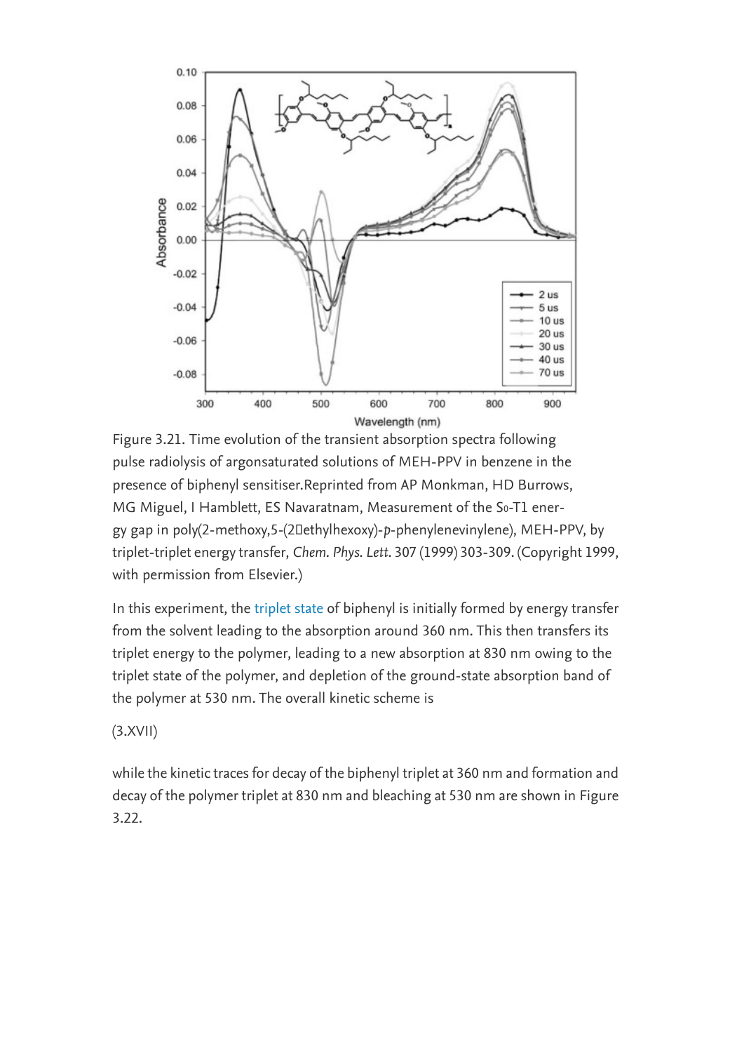Figure 3.21. Time evolution of the transient absorption spectra following pulse radiolysis of argonsaturated solutions of MEH-PPV in benzene in the presence of biphenyl sensitiser.Reprinted from AP Monkman, HD Burrows, MG Miguel, I Hamblett, ES Navaratnam, Measurement of the $S_0$-T1 energy gap in poly(2-methoxy,5-(2­ethylhexoxy)-*p*-phenylenevinylene), MEH-PPV, by triplet-triplet energy transfer, *Chem. Phys. Lett.* 307 (1999) 303-309. (Copyright 1999, with permission from Elsevier.)

In this experiment, the triplet state of biphenyl is initially formed by energy transfer from the solvent leading to the absorption around 360 nm. This then transfers its triplet energy to the polymer, leading to a new absorption at 830 nm owing to the triplet state of the polymer, and depletion of the ground-state absorption band of the polymer at 530 nm. The overall kinetic scheme is

(3.XVII)

while the kinetic traces for decay of the biphenyl triplet at 360 nm and formation and decay of the polymer triplet at 830 nm and bleaching at 530 nm are shown in Figure 3.22.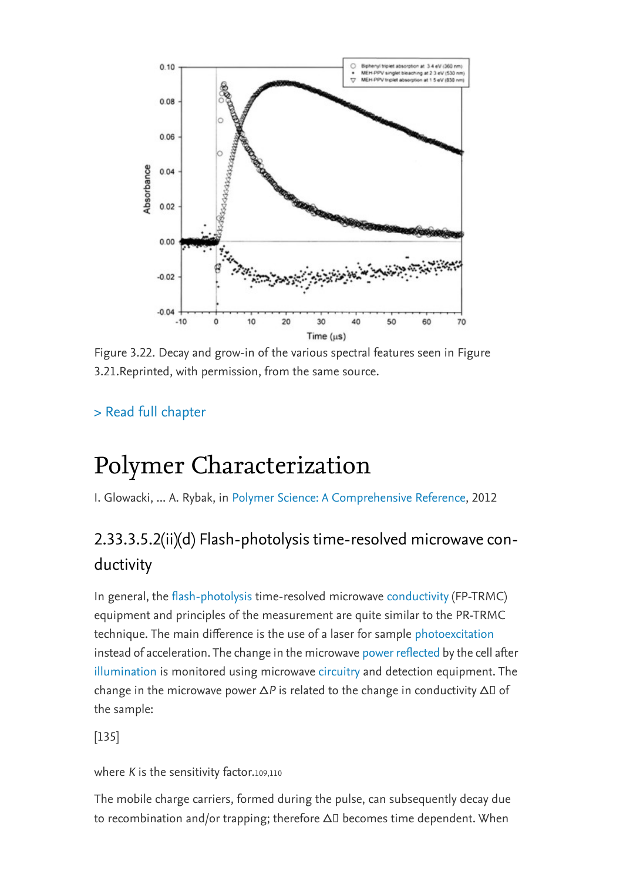Figure 3.22. Decay and grow-in of the various spectral features seen in Figure 3.21.Reprinted, with permission, from the same source.

> Read full chapter

# Polymer Characterization

I. Glowacki, ... A. Rybak, in Polymer Science: A Comprehensive Reference, 2012

## 2.33.3.5.2(ii)(d) Flash-photolysis time-resolved microwave conductivity

In general, the flash-photolysis time-resolved microwave conductivity (FP-TRMC) equipment and principles of the measurement are quite similar to the PR-TRMC technique. The main difference is the use of a laser for sample photoexcitation instead of acceleration. The change in the microwave power reflected by the cell after illumination is monitored using microwave circuitry and detection equipment. The change in the microwave power $\Delta P$ is related to the change in conductivity $\Delta$ of the sample:

[135]

where $K$ is the sensitivity factor.[109,110]

The mobile charge carriers, formed during the pulse, can subsequently decay due to recombination and/or trapping; therefore $\Delta$ becomes time dependent. When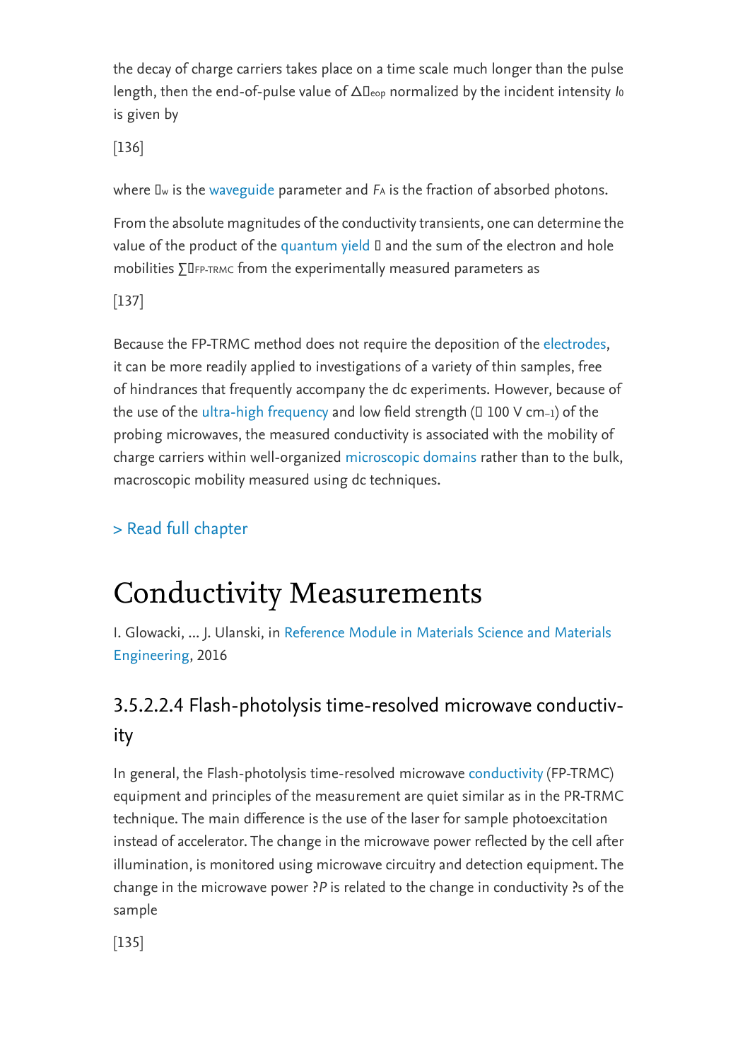the decay of charge carriers takes place on a time scale much longer than the pulse length, then the end-of-pulse value of $\Delta$$_{eop}$ normalized by the incident intensity $I_0$ is given by

[136]

where $_w$ is the waveguide parameter and $F_A$ is the fraction of absorbed photons.

From the absolute magnitudes of the conductivity transients, one can determine the value of the product of the quantum yield  and the sum of the electron and hole mobilities $\sum$$_{FP\text{-}TRMC}$ from the experimentally measured parameters as

[137]

Because the FP-TRMC method does not require the deposition of the electrodes, it can be more readily applied to investigations of a variety of thin samples, free of hindrances that frequently accompany the dc experiments. However, because of the use of the ultra-high frequency and low field strength ( 100 V cm$^{-1}$) of the probing microwaves, the measured conductivity is associated with the mobility of charge carriers within well-organized microscopic domains rather than to the bulk, macroscopic mobility measured using dc techniques.

> Read full chapter

# Conductivity Measurements

I. Glowacki, ... J. Ulanski, in Reference Module in Materials Science and Materials Engineering, 2016

## 3.5.2.2.4 Flash-photolysis time-resolved microwave conductivity

In general, the Flash-photolysis time-resolved microwave conductivity (FP-TRMC) equipment and principles of the measurement are quiet similar as in the PR-TRMC technique. The main difference is the use of the laser for sample photoexcitation instead of accelerator. The change in the microwave power reflected by the cell after illumination, is monitored using microwave circuitry and detection equipment. The change in the microwave power ?$P$ is related to the change in conductivity ?s of the sample

[135]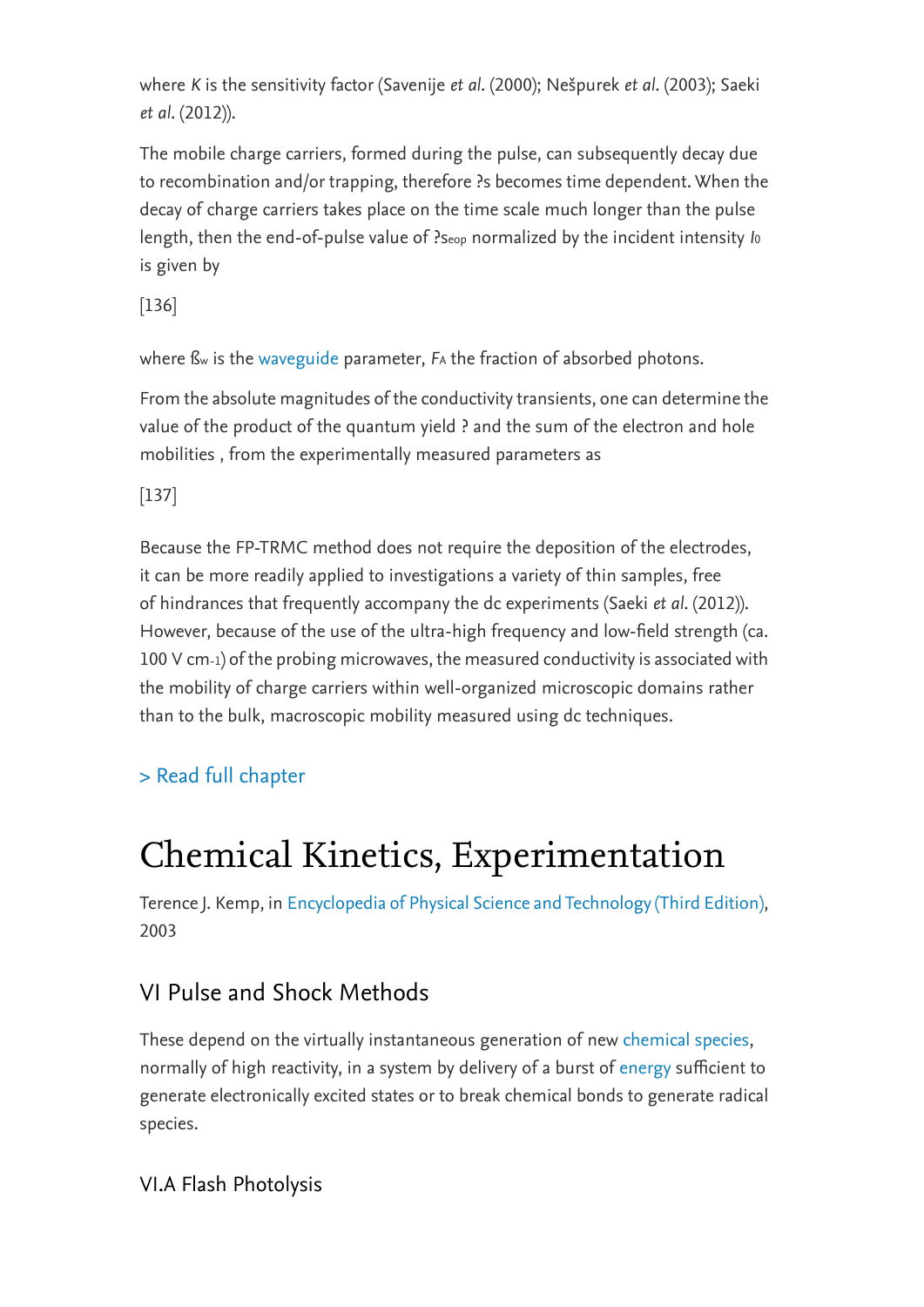where *K* is the sensitivity factor (Savenije *et al*. (2000); Nešpurek *et al*. (2003); Saeki *et al*. (2012)).

The mobile charge carriers, formed during the pulse, can subsequently decay due to recombination and/or trapping, therefore ?s becomes time dependent. When the decay of charge carriers takes place on the time scale much longer than the pulse length, then the end-of-pulse value of ?$s_{eop}$ normalized by the incident intensity $I_0$ is given by

[136]

where ß$_w$ is the waveguide parameter, $F_A$ the fraction of absorbed photons.

From the absolute magnitudes of the conductivity transients, one can determine the value of the product of the quantum yield ? and the sum of the electron and hole mobilities , from the experimentally measured parameters as

[137]

Because the FP-TRMC method does not require the deposition of the electrodes, it can be more readily applied to investigations a variety of thin samples, free of hindrances that frequently accompany the dc experiments (Saeki *et al*. (2012)). However, because of the use of the ultra-high frequency and low-field strength (ca. 100 V cm$^{-1}$) of the probing microwaves, the measured conductivity is associated with the mobility of charge carriers within well-organized microscopic domains rather than to the bulk, macroscopic mobility measured using dc techniques.

> Read full chapter

# Chemical Kinetics, Experimentation

Terence J. Kemp, in Encyclopedia of Physical Science and Technology (Third Edition), 2003

## VI Pulse and Shock Methods

These depend on the virtually instantaneous generation of new chemical species, normally of high reactivity, in a system by delivery of a burst of energy sufficient to generate electronically excited states or to break chemical bonds to generate radical species.

### VI.A Flash Photolysis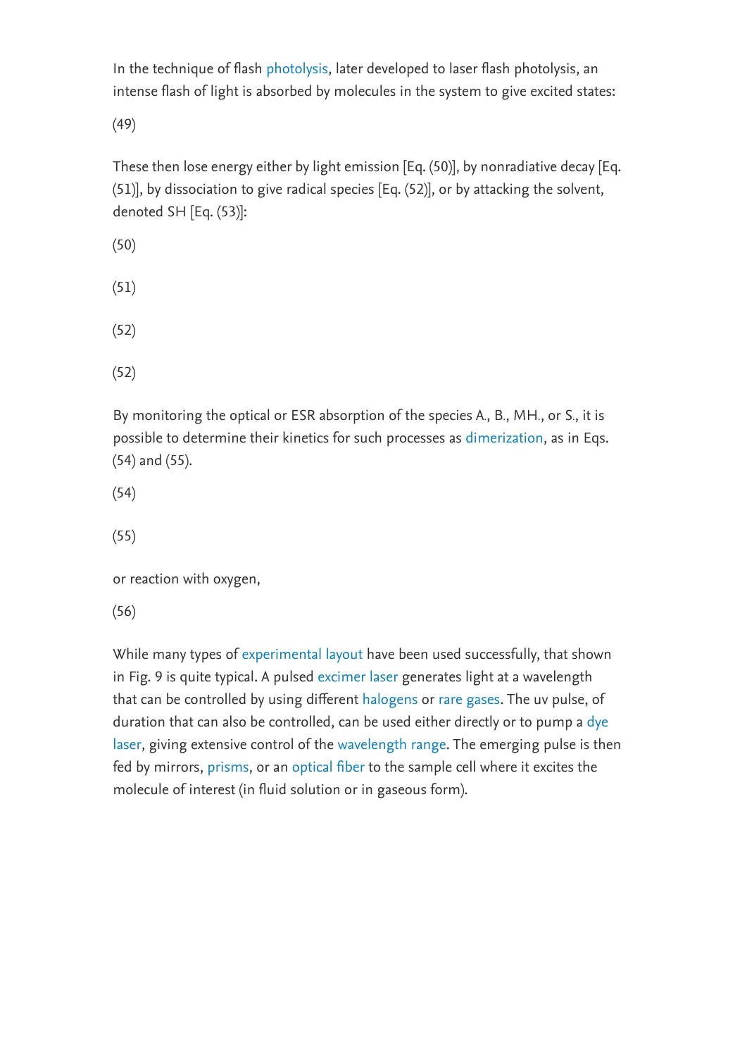In the technique of flash photolysis, later developed to laser flash photolysis, an intense flash of light is absorbed by molecules in the system to give excited states:

(49)

These then lose energy either by light emission [Eq. (50)], by nonradiative decay [Eq. (51)], by dissociation to give radical species [Eq. (52)], or by attacking the solvent, denoted SH [Eq. (53)]:

(50)

(51)

(52)

(52)

By monitoring the optical or ESR absorption of the species A., B., MH., or S., it is possible to determine their kinetics for such processes as dimerization, as in Eqs. (54) and (55).

(54)

(55)

or reaction with oxygen,

(56)

While many types of experimental layout have been used successfully, that shown in Fig. 9 is quite typical. A pulsed excimer laser generates light at a wavelength that can be controlled by using different halogens or rare gases. The uv pulse, of duration that can also be controlled, can be used either directly or to pump a dye laser, giving extensive control of the wavelength range. The emerging pulse is then fed by mirrors, prisms, or an optical fiber to the sample cell where it excites the molecule of interest (in fluid solution or in gaseous form).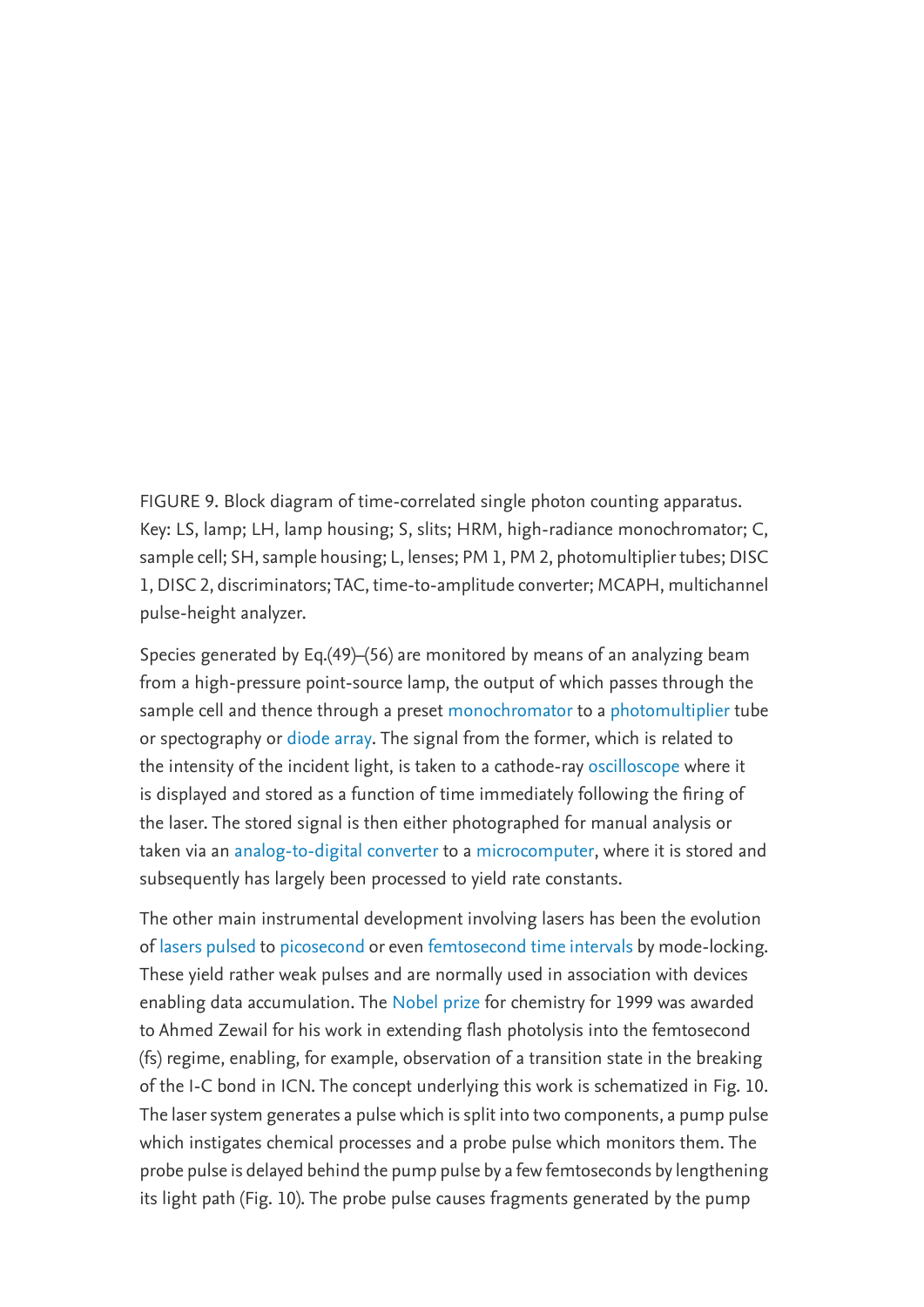FIGURE 9. Block diagram of time-correlated single photon counting apparatus. Key: LS, lamp; LH, lamp housing; S, slits; HRM, high-radiance monochromator; C, sample cell; SH, sample housing; L, lenses; PM 1, PM 2, photomultiplier tubes; DISC 1, DISC 2, discriminators; TAC, time-to-amplitude converter; MCAPH, multichannel pulse-height analyzer.

Species generated by Eq.(49)–(56) are monitored by means of an analyzing beam from a high-pressure point-source lamp, the output of which passes through the sample cell and thence through a preset monochromator to a photomultiplier tube or spectography or diode array. The signal from the former, which is related to the intensity of the incident light, is taken to a cathode-ray oscilloscope where it is displayed and stored as a function of time immediately following the firing of the laser. The stored signal is then either photographed for manual analysis or taken via an analog-to-digital converter to a microcomputer, where it is stored and subsequently has largely been processed to yield rate constants.

The other main instrumental development involving lasers has been the evolution of lasers pulsed to picosecond or even femtosecond time intervals by mode-locking. These yield rather weak pulses and are normally used in association with devices enabling data accumulation. The Nobel prize for chemistry for 1999 was awarded to Ahmed Zewail for his work in extending flash photolysis into the femtosecond (fs) regime, enabling, for example, observation of a transition state in the breaking of the I-C bond in ICN. The concept underlying this work is schematized in Fig. 10. The laser system generates a pulse which is split into two components, a pump pulse which instigates chemical processes and a probe pulse which monitors them. The probe pulse is delayed behind the pump pulse by a few femtoseconds by lengthening its light path (Fig. 10). The probe pulse causes fragments generated by the pump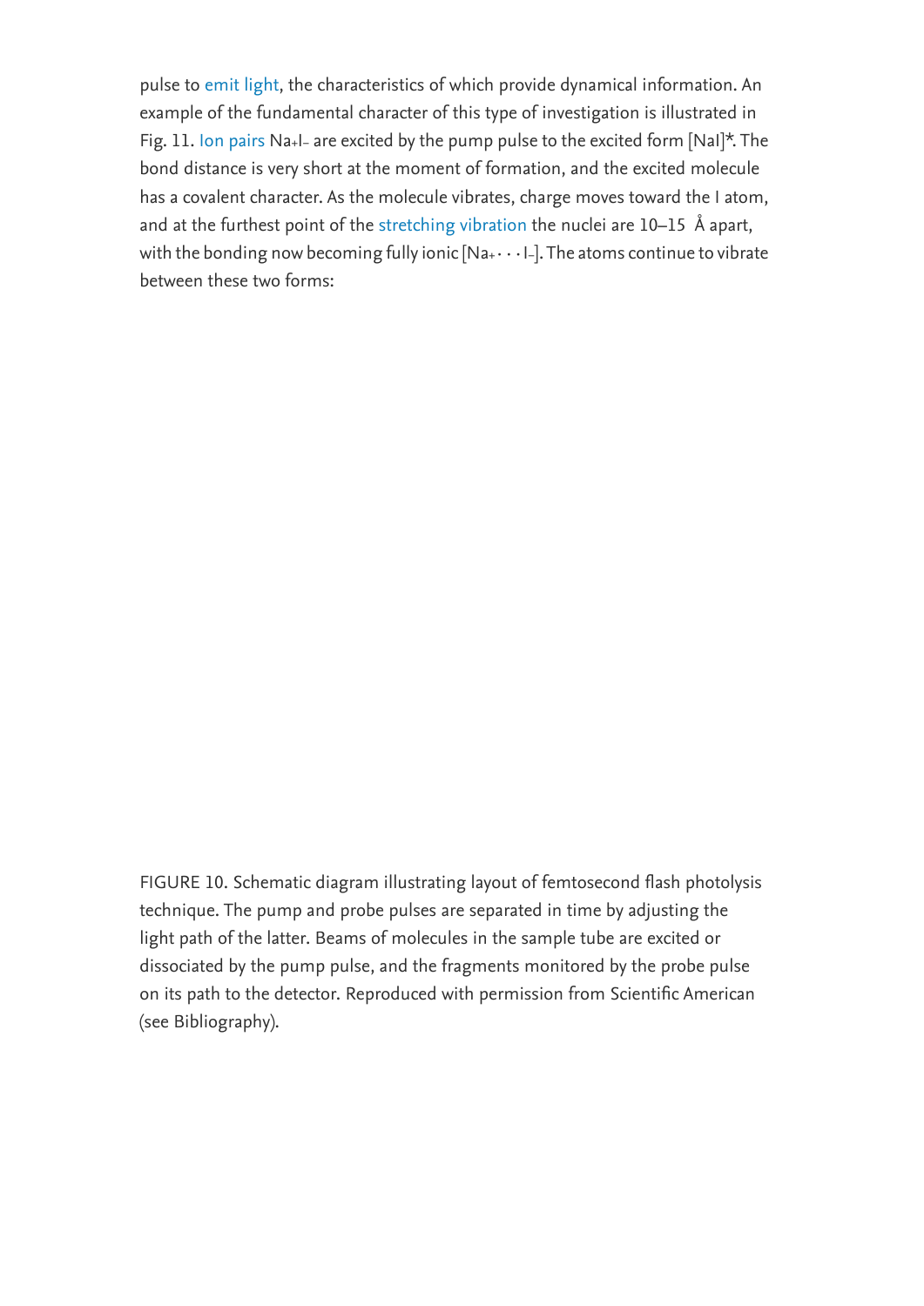pulse to emit light, the characteristics of which provide dynamical information. An example of the fundamental character of this type of investigation is illustrated in Fig. 11. Ion pairs $Na^+I^-$ are excited by the pump pulse to the excited form [NaI]*. The bond distance is very short at the moment of formation, and the excited molecule has a covalent character. As the molecule vibrates, charge moves toward the I atom, and at the furthest point of the stretching vibration the nuclei are 10–15 Å apart, with the bonding now becoming fully ionic $[Na^+ \cdots I^-]$. The atoms continue to vibrate between these two forms:

FIGURE 10. Schematic diagram illustrating layout of femtosecond flash photolysis technique. The pump and probe pulses are separated in time by adjusting the light path of the latter. Beams of molecules in the sample tube are excited or dissociated by the pump pulse, and the fragments monitored by the probe pulse on its path to the detector. Reproduced with permission from Scientific American (see Bibliography).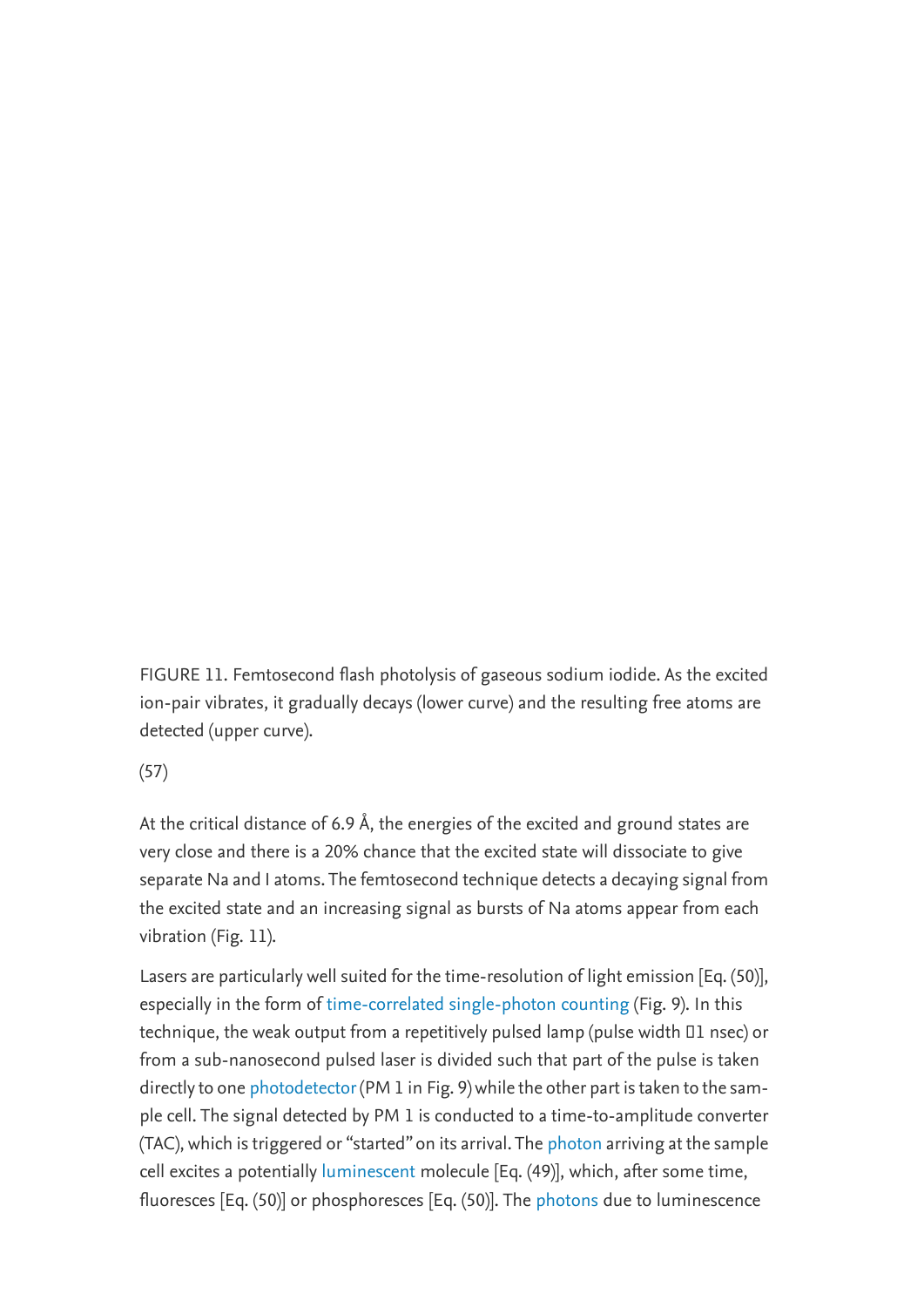FIGURE 11. Femtosecond flash photolysis of gaseous sodium iodide. As the excited ion-pair vibrates, it gradually decays (lower curve) and the resulting free atoms are detected (upper curve).

(57)

At the critical distance of 6.9 Å, the energies of the excited and ground states are very close and there is a 20% chance that the excited state will dissociate to give separate Na and I atoms. The femtosecond technique detects a decaying signal from the excited state and an increasing signal as bursts of Na atoms appear from each vibration (Fig. 11).

Lasers are particularly well suited for the time-resolution of light emission [Eq. (50)], especially in the form of time-correlated single-photon counting (Fig. 9). In this technique, the weak output from a repetitively pulsed lamp (pulse width ≈1 nsec) or from a sub-nanosecond pulsed laser is divided such that part of the pulse is taken directly to one photodetector (PM 1 in Fig. 9) while the other part is taken to the sample cell. The signal detected by PM 1 is conducted to a time-to-amplitude converter (TAC), which is triggered or "started" on its arrival. The photon arriving at the sample cell excites a potentially luminescent molecule [Eq. (49)], which, after some time, fluoresces [Eq. (50)] or phosphoresces [Eq. (50)]. The photons due to luminescence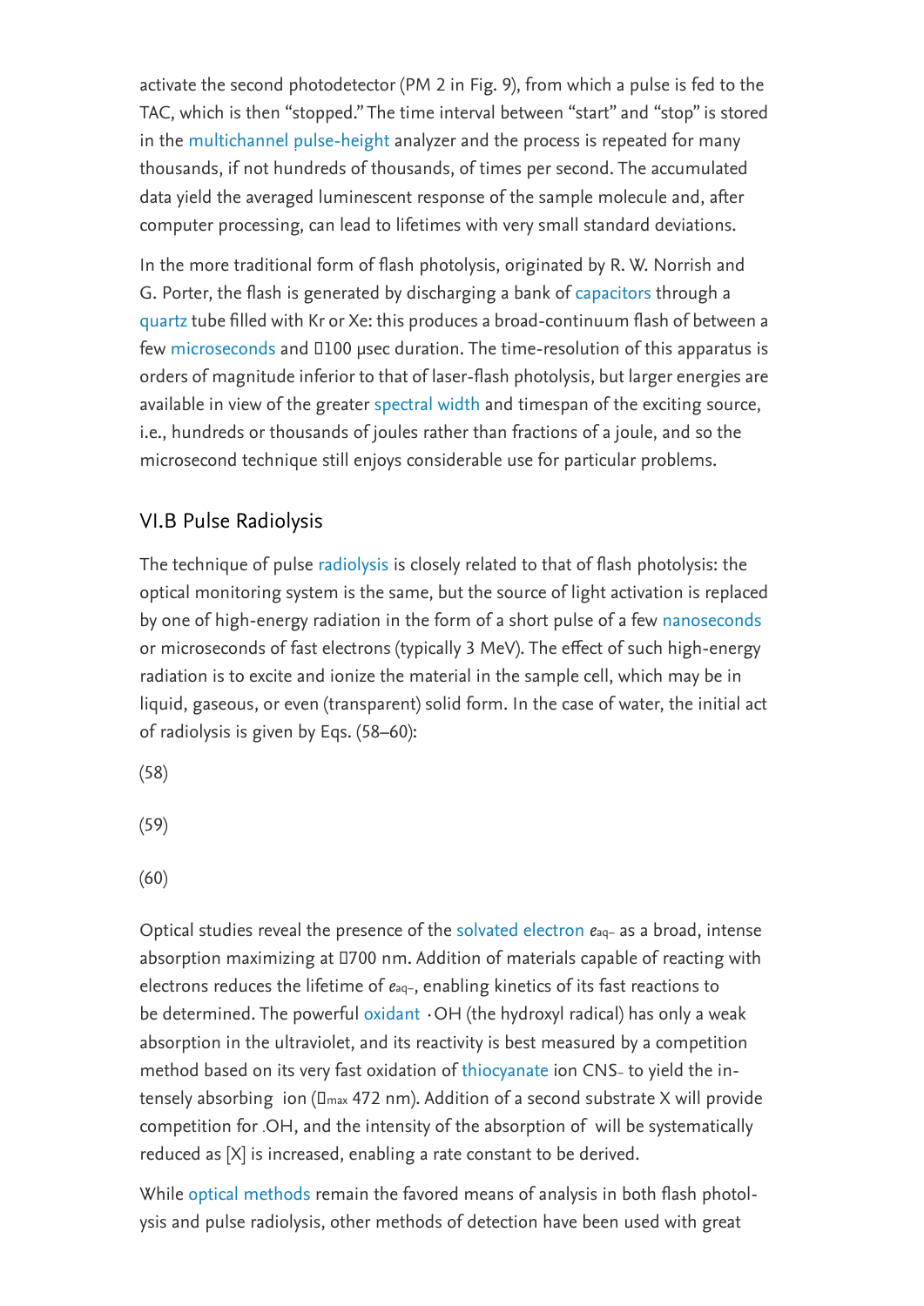activate the second photodetector (PM 2 in Fig. 9), from which a pulse is fed to the TAC, which is then "stopped." The time interval between "start" and "stop" is stored in the multichannel pulse-height analyzer and the process is repeated for many thousands, if not hundreds of thousands, of times per second. The accumulated data yield the averaged luminescent response of the sample molecule and, after computer processing, can lead to lifetimes with very small standard deviations.

In the more traditional form of flash photolysis, originated by R. W. Norrish and G. Porter, the flash is generated by discharging a bank of capacitors through a quartz tube filled with Kr or Xe: this produces a broad-continuum flash of between a few microseconds and ~100 μsec duration. The time-resolution of this apparatus is orders of magnitude inferior to that of laser-flash photolysis, but larger energies are available in view of the greater spectral width and timespan of the exciting source, i.e., hundreds or thousands of joules rather than fractions of a joule, and so the microsecond technique still enjoys considerable use for particular problems.

## VI.B Pulse Radiolysis

The technique of pulse radiolysis is closely related to that of flash photolysis: the optical monitoring system is the same, but the source of light activation is replaced by one of high-energy radiation in the form of a short pulse of a few nanoseconds or microseconds of fast electrons (typically 3 MeV). The effect of such high-energy radiation is to excite and ionize the material in the sample cell, which may be in liquid, gaseous, or even (transparent) solid form. In the case of water, the initial act of radiolysis is given by Eqs. (58–60):

(58)

(59)

(60)

Optical studies reveal the presence of the solvated electron $e_{aq^-}$ as a broad, intense absorption maximizing at ~700 nm. Addition of materials capable of reacting with electrons reduces the lifetime of $e_{aq^-}$, enabling kinetics of its fast reactions to be determined. The powerful oxidant ·OH (the hydroxyl radical) has only a weak absorption in the ultraviolet, and its reactivity is best measured by a competition method based on its very fast oxidation of thiocyanate ion $CNS^-$ to yield the intensely absorbing ion ($\lambda_{max}$ 472 nm). Addition of a second substrate X will provide competition for ·OH, and the intensity of the absorption of will be systematically reduced as [X] is increased, enabling a rate constant to be derived.

While optical methods remain the favored means of analysis in both flash photolysis and pulse radiolysis, other methods of detection have been used with great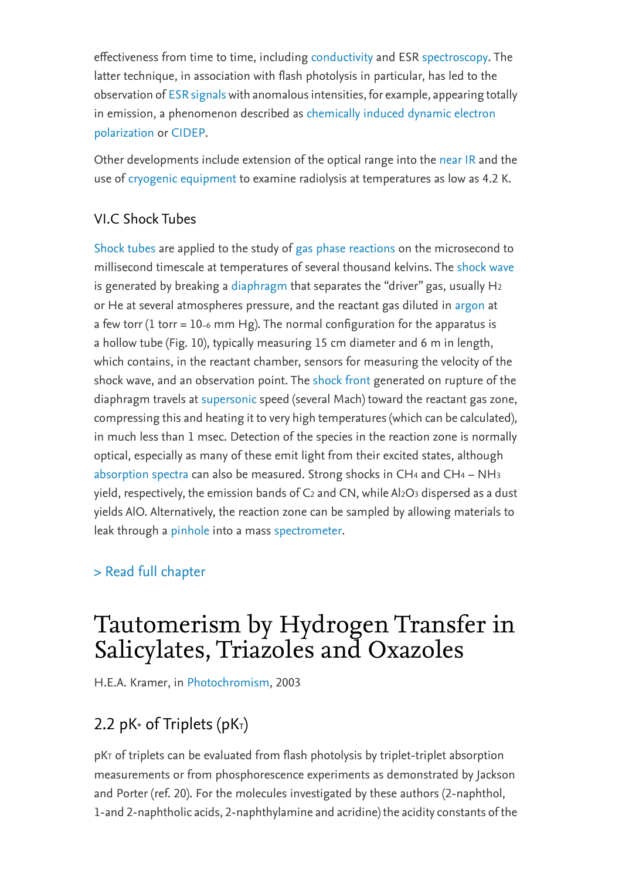effectiveness from time to time, including conductivity and ESR spectroscopy. The latter technique, in association with flash photolysis in particular, has led to the observation of ESR signals with anomalous intensities, for example, appearing totally in emission, a phenomenon described as chemically induced dynamic electron polarization or CIDEP.

Other developments include extension of the optical range into the near IR and the use of cryogenic equipment to examine radiolysis at temperatures as low as 4.2 K.

### VI.C Shock Tubes

Shock tubes are applied to the study of gas phase reactions on the microsecond to millisecond timescale at temperatures of several thousand kelvins. The shock wave is generated by breaking a diaphragm that separates the "driver" gas, usually $H_2$ or He at several atmospheres pressure, and the reactant gas diluted in argon at a few torr (1 torr = $10_{-6}$ mm Hg). The normal configuration for the apparatus is a hollow tube (Fig. 10), typically measuring 15 cm diameter and 6 m in length, which contains, in the reactant chamber, sensors for measuring the velocity of the shock wave, and an observation point. The shock front generated on rupture of the diaphragm travels at supersonic speed (several Mach) toward the reactant gas zone, compressing this and heating it to very high temperatures (which can be calculated), in much less than 1 msec. Detection of the species in the reaction zone is normally optical, especially as many of these emit light from their excited states, although absorption spectra can also be measured. Strong shocks in $CH_4$ and $CH_4$ – $NH_3$ yield, respectively, the emission bands of $C_2$ and CN, while $Al_2O_3$ dispersed as a dust yields AlO. Alternatively, the reaction zone can be sampled by allowing materials to leak through a pinhole into a mass spectrometer.

> Read full chapter

# Tautomerism by Hydrogen Transfer in Salicylates, Triazoles and Oxazoles

H.E.A. Kramer, in Photochromism, 2003

## 2.2 pK* of Triplets (pK$_T$)

pK$_T$ of triplets can be evaluated from flash photolysis by triplet-triplet absorption measurements or from phosphorescence experiments as demonstrated by Jackson and Porter (ref. 20). For the molecules investigated by these authors (2-naphthol, 1-and 2-naphtholic acids, 2-naphthylamine and acridine) the acidity constants of the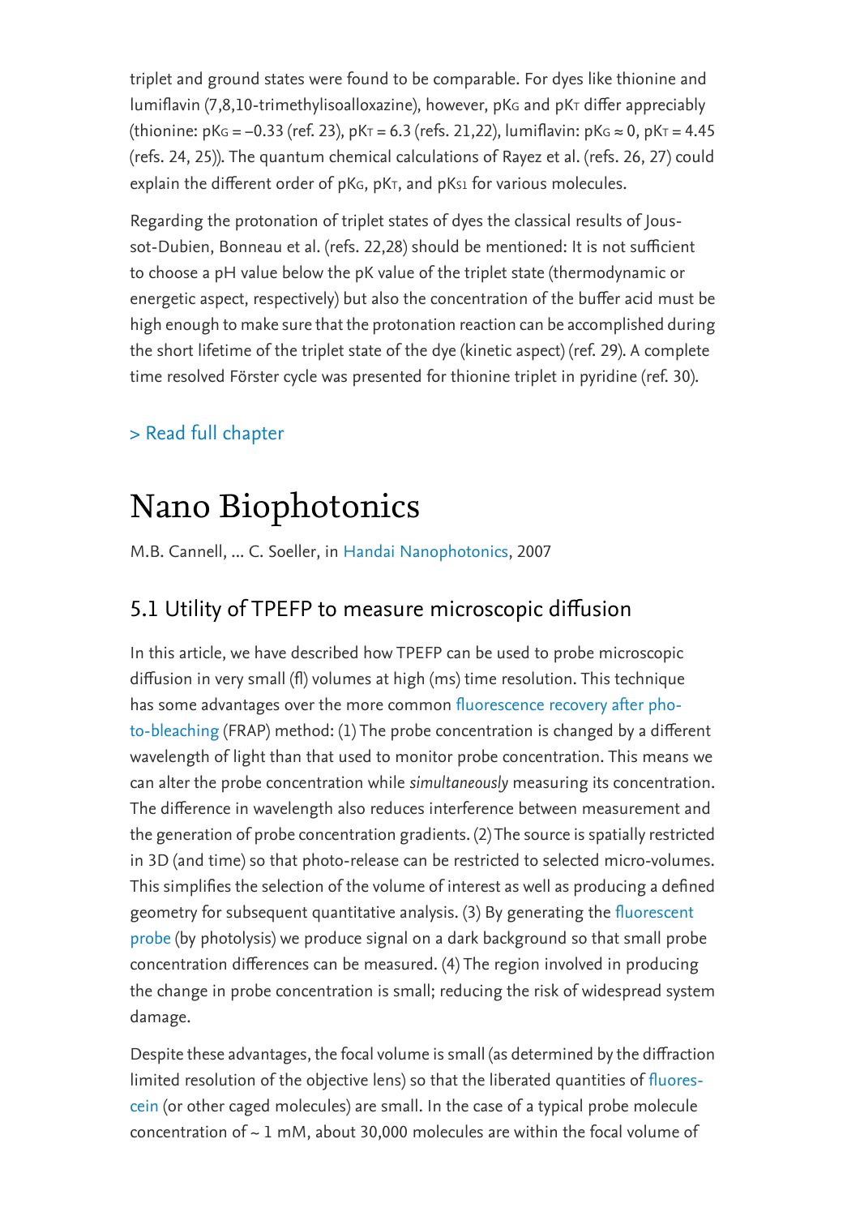triplet and ground states were found to be comparable. For dyes like thionine and lumiflavin (7,8,10-trimethylisoalloxazine), however, $pK_G$ and $pK_T$ differ appreciably (thionine: $pK_G = -0.33$ (ref. 23), $pK_T = 6.3$ (refs. 21,22), lumiflavin: $pK_G \approx 0$, $pK_T = 4.45$ (refs. 24, 25)). The quantum chemical calculations of Rayez et al. (refs. 26, 27) could explain the different order of $pK_G$, $pK_T$, and $pK_{S1}$ for various molecules.

Regarding the protonation of triplet states of dyes the classical results of Joussot-Dubien, Bonneau et al. (refs. 22,28) should be mentioned: It is not sufficient to choose a pH value below the pK value of the triplet state (thermodynamic or energetic aspect, respectively) but also the concentration of the buffer acid must be high enough to make sure that the protonation reaction can be accomplished during the short lifetime of the triplet state of the dye (kinetic aspect) (ref. 29). A complete time resolved Förster cycle was presented for thionine triplet in pyridine (ref. 30).

> Read full chapter

# Nano Biophotonics

M.B. Cannell, ... C. Soeller, in Handai Nanophotonics, 2007

## 5.1 Utility of TPEFP to measure microscopic diffusion

In this article, we have described how TPEFP can be used to probe microscopic diffusion in very small (fl) volumes at high (ms) time resolution. This technique has some advantages over the more common fluorescence recovery after photo-bleaching (FRAP) method: (1) The probe concentration is changed by a different wavelength of light than that used to monitor probe concentration. This means we can alter the probe concentration while *simultaneously* measuring its concentration. The difference in wavelength also reduces interference between measurement and the generation of probe concentration gradients. (2) The source is spatially restricted in 3D (and time) so that photo-release can be restricted to selected micro-volumes. This simplifies the selection of the volume of interest as well as producing a defined geometry for subsequent quantitative analysis. (3) By generating the fluorescent probe (by photolysis) we produce signal on a dark background so that small probe concentration differences can be measured. (4) The region involved in producing the change in probe concentration is small; reducing the risk of widespread system damage.

Despite these advantages, the focal volume is small (as determined by the diffraction limited resolution of the objective lens) so that the liberated quantities of fluorescein (or other caged molecules) are small. In the case of a typical probe molecule concentration of ~ 1 mM, about 30,000 molecules are within the focal volume of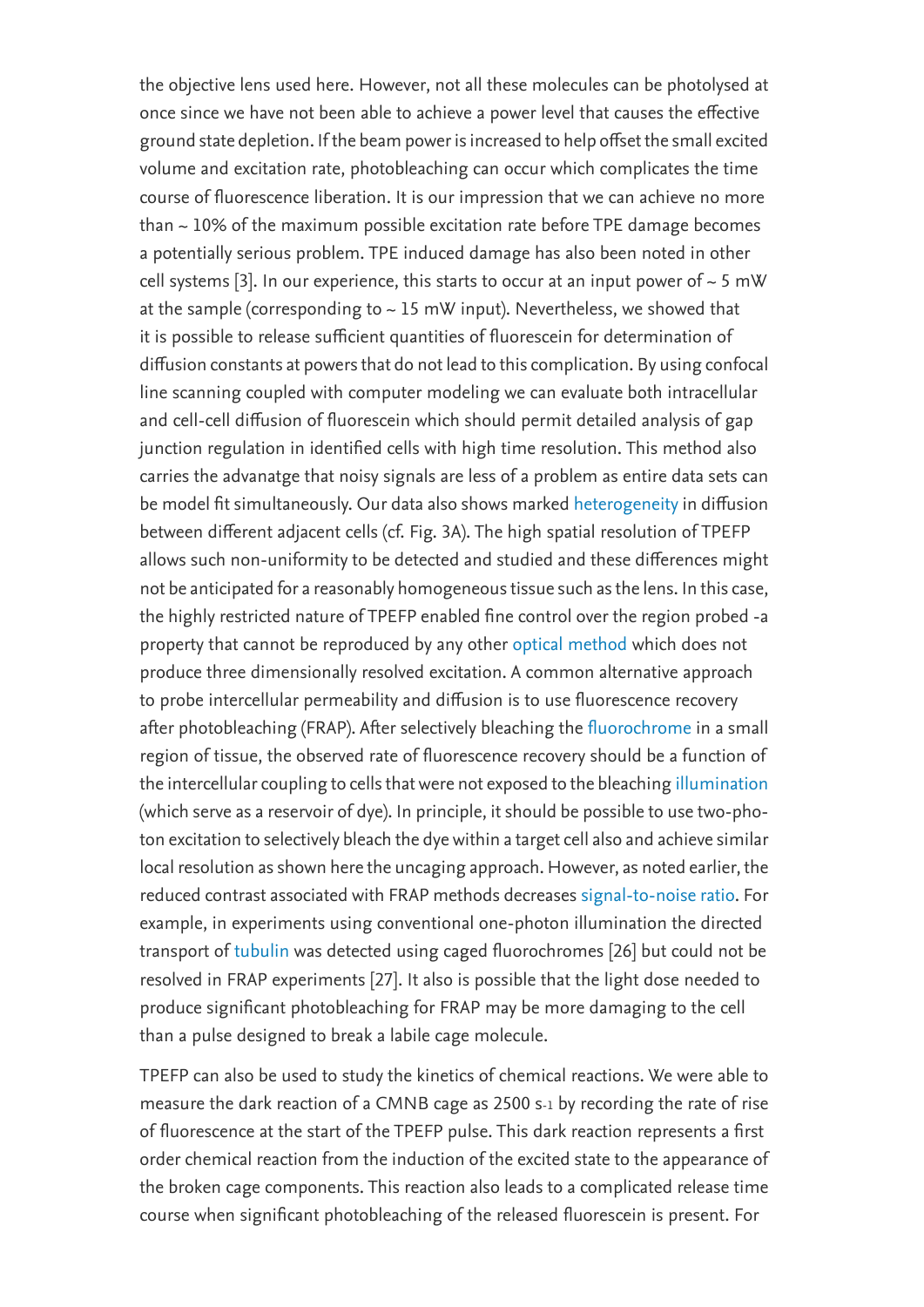the objective lens used here. However, not all these molecules can be photolysed at once since we have not been able to achieve a power level that causes the effective ground state depletion. If the beam power is increased to help offset the small excited volume and excitation rate, photobleaching can occur which complicates the time course of fluorescence liberation. It is our impression that we can achieve no more than ~ 10% of the maximum possible excitation rate before TPE damage becomes a potentially serious problem. TPE induced damage has also been noted in other cell systems [3]. In our experience, this starts to occur at an input power of ~ 5 mW at the sample (corresponding to ~ 15 mW input). Nevertheless, we showed that it is possible to release sufficient quantities of fluorescein for determination of diffusion constants at powers that do not lead to this complication. By using confocal line scanning coupled with computer modeling we can evaluate both intracellular and cell-cell diffusion of fluorescein which should permit detailed analysis of gap junction regulation in identified cells with high time resolution. This method also carries the advanatge that noisy signals are less of a problem as entire data sets can be model fit simultaneously. Our data also shows marked heterogeneity in diffusion between different adjacent cells (cf. Fig. 3A). The high spatial resolution of TPEFP allows such non-uniformity to be detected and studied and these differences might not be anticipated for a reasonably homogeneous tissue such as the lens. In this case, the highly restricted nature of TPEFP enabled fine control over the region probed -a property that cannot be reproduced by any other optical method which does not produce three dimensionally resolved excitation. A common alternative approach to probe intercellular permeability and diffusion is to use fluorescence recovery after photobleaching (FRAP). After selectively bleaching the fluorochrome in a small region of tissue, the observed rate of fluorescence recovery should be a function of the intercellular coupling to cells that were not exposed to the bleaching illumination (which serve as a reservoir of dye). In principle, it should be possible to use two-photon excitation to selectively bleach the dye within a target cell also and achieve similar local resolution as shown here the uncaging approach. However, as noted earlier, the reduced contrast associated with FRAP methods decreases signal-to-noise ratio. For example, in experiments using conventional one-photon illumination the directed transport of tubulin was detected using caged fluorochromes [26] but could not be resolved in FRAP experiments [27]. It also is possible that the light dose needed to produce significant photobleaching for FRAP may be more damaging to the cell than a pulse designed to break a labile cage molecule.

TPEFP can also be used to study the kinetics of chemical reactions. We were able to measure the dark reaction of a CMNB cage as 2500 $s^{-1}$ by recording the rate of rise of fluorescence at the start of the TPEFP pulse. This dark reaction represents a first order chemical reaction from the induction of the excited state to the appearance of the broken cage components. This reaction also leads to a complicated release time course when significant photobleaching of the released fluorescein is present. For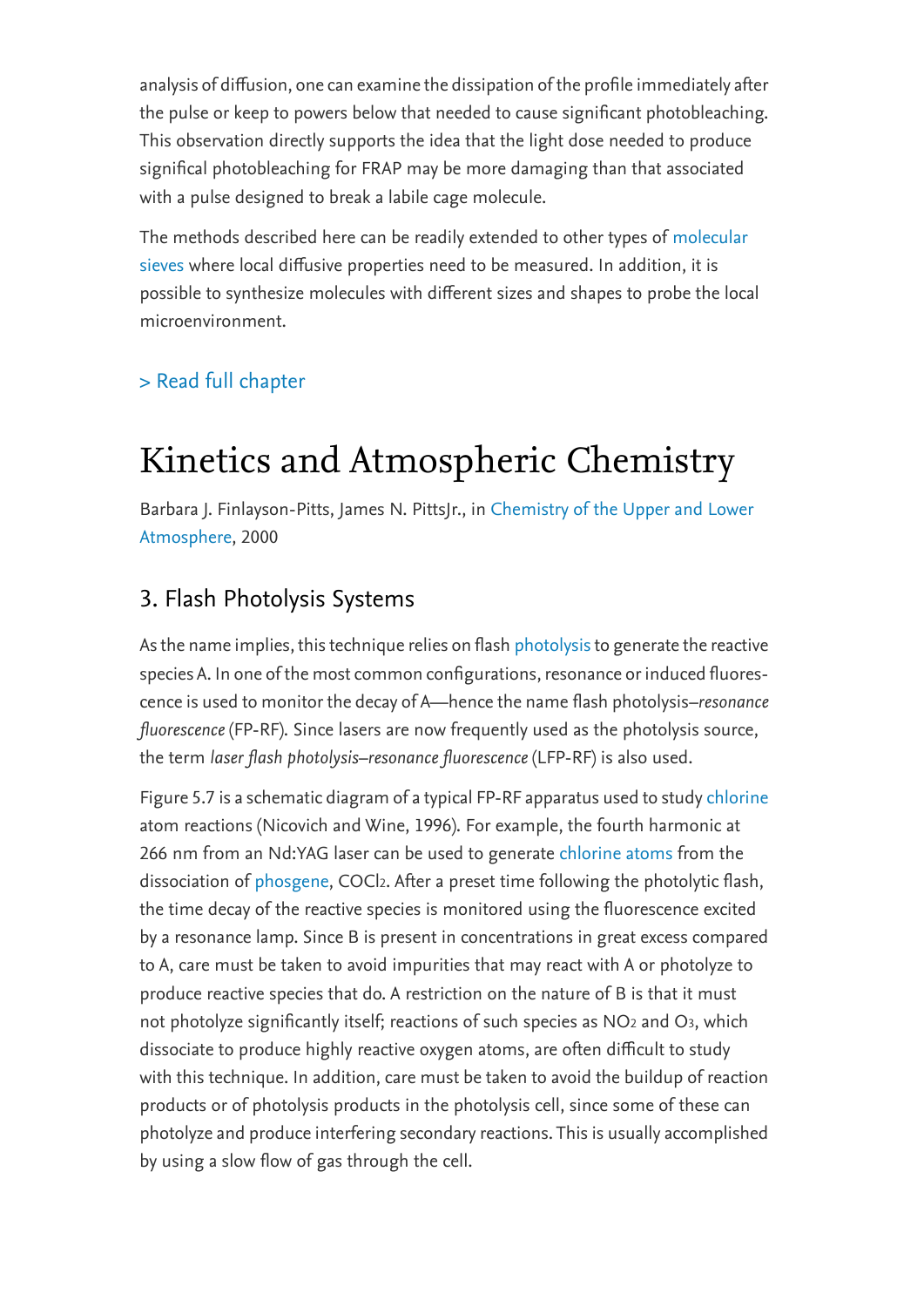analysis of diffusion, one can examine the dissipation of the profile immediately after the pulse or keep to powers below that needed to cause significant photobleaching. This observation directly supports the idea that the light dose needed to produce significal photobleaching for FRAP may be more damaging than that associated with a pulse designed to break a labile cage molecule.

The methods described here can be readily extended to other types of molecular sieves where local diffusive properties need to be measured. In addition, it is possible to synthesize molecules with different sizes and shapes to probe the local microenvironment.

> Read full chapter

# Kinetics and Atmospheric Chemistry

Barbara J. Finlayson-Pitts, James N. PittsJr., in Chemistry of the Upper and Lower Atmosphere, 2000

## 3. Flash Photolysis Systems

As the name implies, this technique relies on flash photolysis to generate the reactive species A. In one of the most common configurations, resonance or induced fluorescence is used to monitor the decay of A—hence the name flash photolysis–*resonance fluorescence* (FP-RF). Since lasers are now frequently used as the photolysis source, the term *laser flash photolysis–resonance fluorescence* (LFP-RF) is also used.

Figure 5.7 is a schematic diagram of a typical FP-RF apparatus used to study chlorine atom reactions (Nicovich and Wine, 1996). For example, the fourth harmonic at 266 nm from an Nd:YAG laser can be used to generate chlorine atoms from the dissociation of phosgene, $COCl_2$. After a preset time following the photolytic flash, the time decay of the reactive species is monitored using the fluorescence excited by a resonance lamp. Since B is present in concentrations in great excess compared to A, care must be taken to avoid impurities that may react with A or photolyze to produce reactive species that do. A restriction on the nature of B is that it must not photolyze significantly itself; reactions of such species as $NO_2$ and $O_3$, which dissociate to produce highly reactive oxygen atoms, are often difficult to study with this technique. In addition, care must be taken to avoid the buildup of reaction products or of photolysis products in the photolysis cell, since some of these can photolyze and produce interfering secondary reactions. This is usually accomplished by using a slow flow of gas through the cell.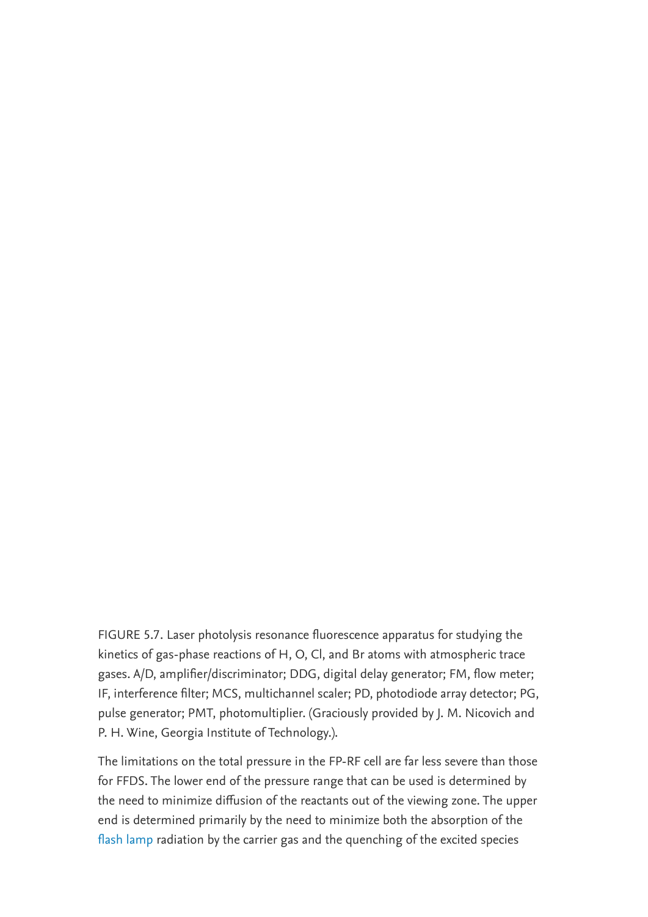FIGURE 5.7. Laser photolysis resonance fluorescence apparatus for studying the kinetics of gas-phase reactions of H, O, Cl, and Br atoms with atmospheric trace gases. A/D, amplifier/discriminator; DDG, digital delay generator; FM, flow meter; IF, interference filter; MCS, multichannel scaler; PD, photodiode array detector; PG, pulse generator; PMT, photomultiplier. (Graciously provided by J. M. Nicovich and P. H. Wine, Georgia Institute of Technology.).

The limitations on the total pressure in the FP-RF cell are far less severe than those for FFDS. The lower end of the pressure range that can be used is determined by the need to minimize diffusion of the reactants out of the viewing zone. The upper end is determined primarily by the need to minimize both the absorption of the flash lamp radiation by the carrier gas and the quenching of the excited species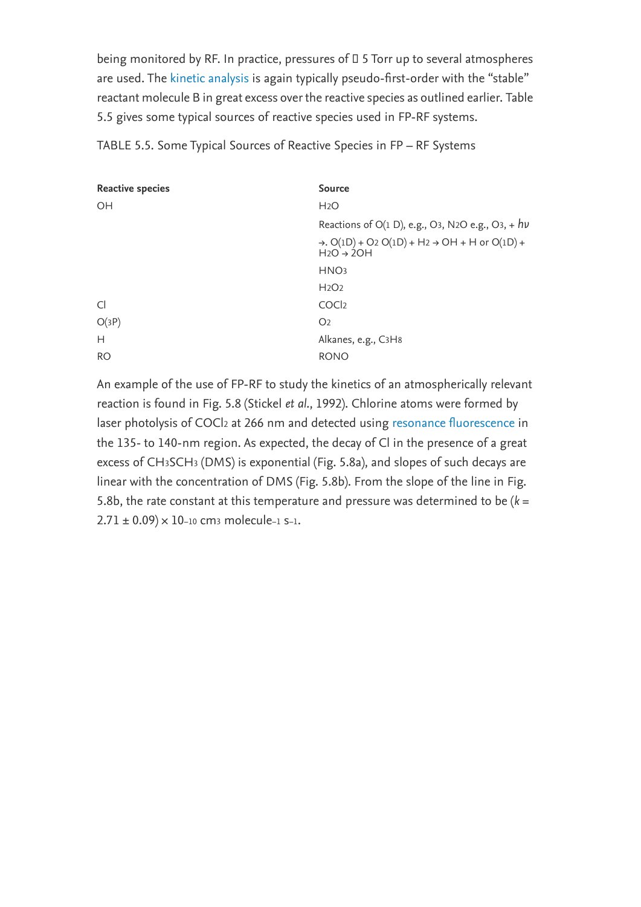being monitored by RF. In practice, pressures of ≥ 5 Torr up to several atmospheres are used. The kinetic analysis is again typically pseudo-first-order with the "stable" reactant molecule B in great excess over the reactive species as outlined earlier. Table 5.5 gives some typical sources of reactive species used in FP-RF systems.

TABLE 5.5. Some Typical Sources of Reactive Species in FP – RF Systems

| **Reactive species** | **Source** |
|---|---|
| OH | $H_2O$ |
| | Reactions of $O(^1D)$, e.g., $O_3$, $N_2O$ e.g., $O_3$, + $h\nu$ $\rightarrow$. $O(^1D) + O_2$ $O(^1D) + H_2 \rightarrow OH + H$ or $O(^1D) + H_2O \rightarrow 2OH$ |
| | $HNO_3$ |
| | $H_2O_2$ |
| Cl | $COCl_2$ |
| $O(^3P)$ | $O_2$ |
| H | Alkanes, e.g., $C_3H_8$ |
| RO | RONO |

An example of the use of FP-RF to study the kinetics of an atmospherically relevant reaction is found in Fig. 5.8 (Stickel *et al.*, 1992). Chlorine atoms were formed by laser photolysis of $COCl_2$ at 266 nm and detected using resonance fluorescence in the 135- to 140-nm region. As expected, the decay of Cl in the presence of a great excess of $CH_3SCH_3$ (DMS) is exponential (Fig. 5.8a), and slopes of such decays are linear with the concentration of DMS (Fig. 5.8b). From the slope of the line in Fig. 5.8b, the rate constant at this temperature and pressure was determined to be ($k = 2.71 \pm 0.09) \times 10^{-10}$ cm$^3$ molecule$^{-1}$ s$^{-1}$.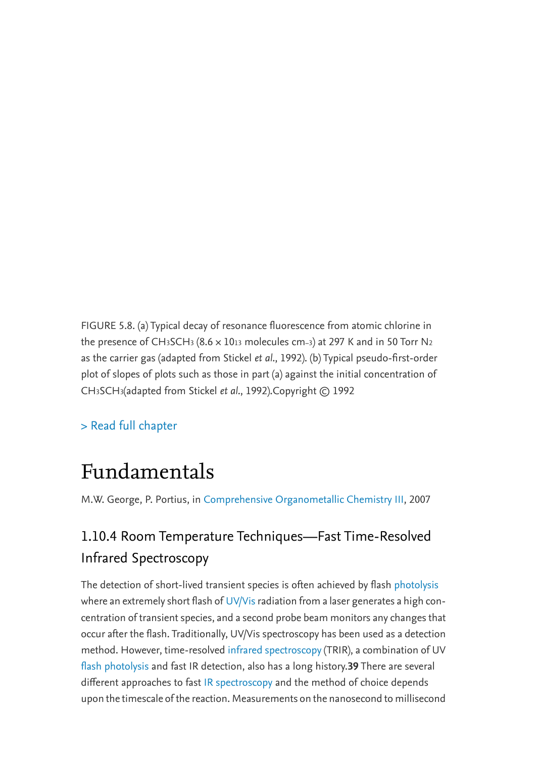FIGURE 5.8. (a) Typical decay of resonance fluorescence from atomic chlorine in the presence of $CH_3SCH_3$ ($8.6 \times 10^{13}$ molecules $cm^{-3}$) at 297 K and in 50 Torr $N_2$ as the carrier gas (adapted from Stickel *et al.*, 1992). (b) Typical pseudo-first-order plot of slopes of plots such as those in part (a) against the initial concentration of $CH_3SCH_3$(adapted from Stickel *et al.*, 1992).Copyright © 1992

> Read full chapter

# Fundamentals

M.W. George, P. Portius, in Comprehensive Organometallic Chemistry III, 2007

## 1.10.4 Room Temperature Techniques—Fast Time-Resolved Infrared Spectroscopy

The detection of short-lived transient species is often achieved by flash photolysis where an extremely short flash of UV/Vis radiation from a laser generates a high concentration of transient species, and a second probe beam monitors any changes that occur after the flash. Traditionally, UV/Vis spectroscopy has been used as a detection method. However, time-resolved infrared spectroscopy (TRIR), a combination of UV flash photolysis and fast IR detection, also has a long history.**39** There are several different approaches to fast IR spectroscopy and the method of choice depends upon the timescale of the reaction. Measurements on the nanosecond to millisecond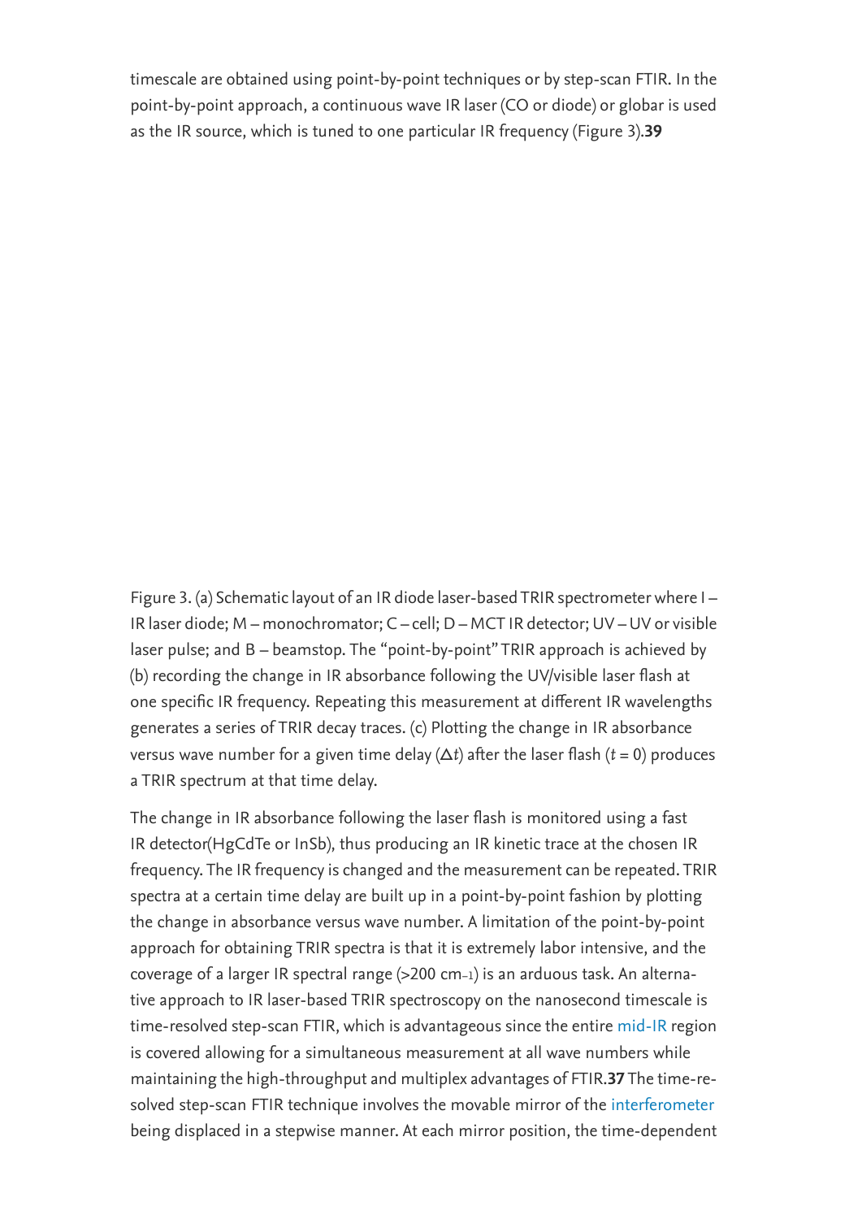timescale are obtained using point-by-point techniques or by step-scan FTIR. In the point-by-point approach, a continuous wave IR laser (CO or diode) or globar is used as the IR source, which is tuned to one particular IR frequency (Figure 3).**39**

Figure 3. (a) Schematic layout of an IR diode laser-based TRIR spectrometer where I – IR laser diode; M – monochromator; C – cell; D – MCT IR detector; UV – UV or visible laser pulse; and B – beamstop. The "point-by-point" TRIR approach is achieved by (b) recording the change in IR absorbance following the UV/visible laser flash at one specific IR frequency. Repeating this measurement at different IR wavelengths generates a series of TRIR decay traces. (c) Plotting the change in IR absorbance versus wave number for a given time delay ($\Delta t$) after the laser flash ($t = 0$) produces a TRIR spectrum at that time delay.

The change in IR absorbance following the laser flash is monitored using a fast IR detector(HgCdTe or InSb), thus producing an IR kinetic trace at the chosen IR frequency. The IR frequency is changed and the measurement can be repeated. TRIR spectra at a certain time delay are built up in a point-by-point fashion by plotting the change in absorbance versus wave number. A limitation of the point-by-point approach for obtaining TRIR spectra is that it is extremely labor intensive, and the coverage of a larger IR spectral range (>200 $cm^{-1}$) is an arduous task. An alternative approach to IR laser-based TRIR spectroscopy on the nanosecond timescale is time-resolved step-scan FTIR, which is advantageous since the entire mid-IR region is covered allowing for a simultaneous measurement at all wave numbers while maintaining the high-throughput and multiplex advantages of FTIR.**37** The time-resolved step-scan FTIR technique involves the movable mirror of the interferometer being displaced in a stepwise manner. At each mirror position, the time-dependent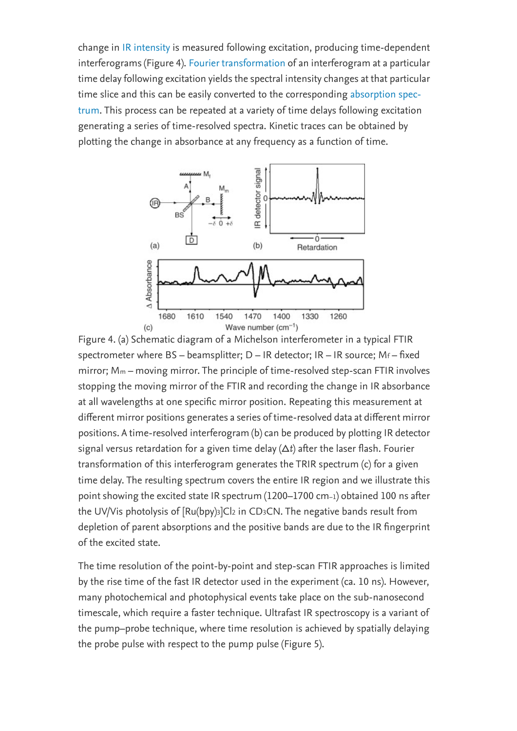change in IR intensity is measured following excitation, producing time-dependent interferograms (Figure 4). Fourier transformation of an interferogram at a particular time delay following excitation yields the spectral intensity changes at that particular time slice and this can be easily converted to the corresponding absorption spectrum. This process can be repeated at a variety of time delays following excitation generating a series of time-resolved spectra. Kinetic traces can be obtained by plotting the change in absorbance at any frequency as a function of time.

Figure 4. (a) Schematic diagram of a Michelson interferometer in a typical FTIR spectrometer where BS – beamsplitter; D – IR detector; IR – IR source; $M_f$ – fixed mirror; $M_m$ – moving mirror. The principle of time-resolved step-scan FTIR involves stopping the moving mirror of the FTIR and recording the change in IR absorbance at all wavelengths at one specific mirror position. Repeating this measurement at different mirror positions generates a series of time-resolved data at different mirror positions. A time-resolved interferogram (b) can be produced by plotting IR detector signal versus retardation for a given time delay ($\Delta t$) after the laser flash. Fourier transformation of this interferogram generates the TRIR spectrum (c) for a given time delay. The resulting spectrum covers the entire IR region and we illustrate this point showing the excited state IR spectrum (1200–1700 $cm^{-1}$) obtained 100 ns after the UV/Vis photolysis of $[Ru(bpy)_3]Cl_2$ in $CD_3CN$. The negative bands result from depletion of parent absorptions and the positive bands are due to the IR fingerprint of the excited state.

The time resolution of the point-by-point and step-scan FTIR approaches is limited by the rise time of the fast IR detector used in the experiment (ca. 10 ns). However, many photochemical and photophysical events take place on the sub-nanosecond timescale, which require a faster technique. Ultrafast IR spectroscopy is a variant of the pump–probe technique, where time resolution is achieved by spatially delaying the probe pulse with respect to the pump pulse (Figure 5).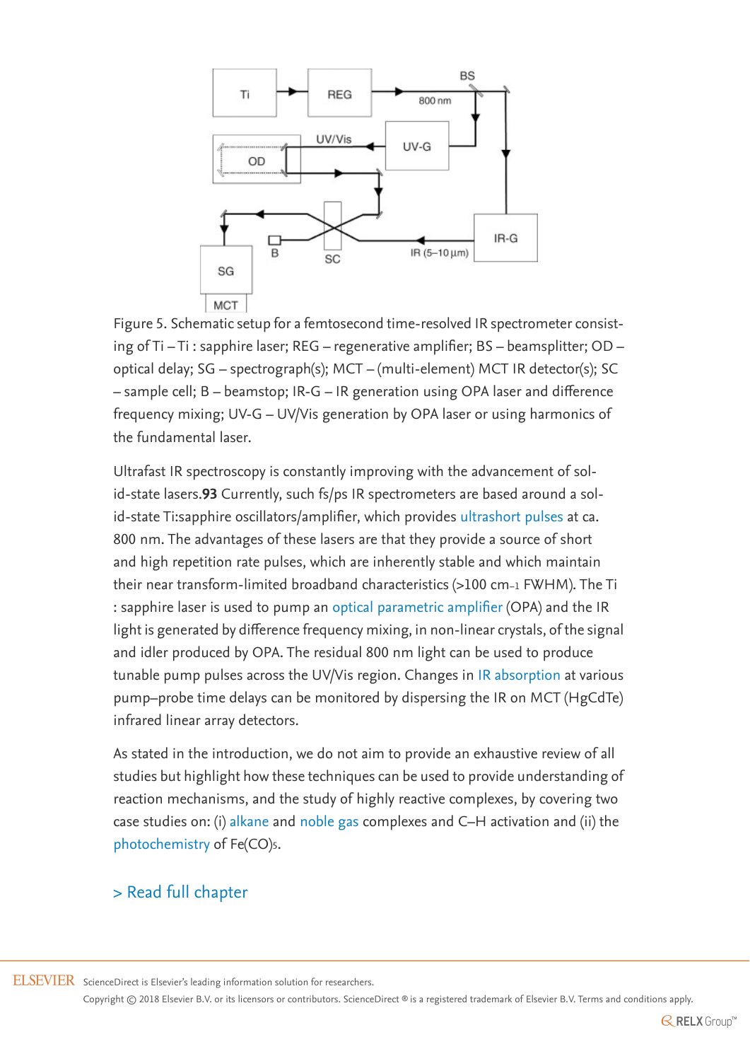Ti

REG

BS

800 nm

UV/Vis

UV-G

OD

SG

B

SC

IR (5–10 µm)

IR-G

MCT

Figure 5. Schematic setup for a femtosecond time-resolved IR spectrometer consisting of Ti – Ti : sapphire laser; REG – regenerative amplifier; BS – beamsplitter; OD – optical delay; SG – spectrograph(s); MCT – (multi-element) MCT IR detector(s); SC – sample cell; B – beamstop; IR-G – IR generation using OPA laser and difference frequency mixing; UV-G – UV/Vis generation by OPA laser or using harmonics of the fundamental laser.

Ultrafast IR spectroscopy is constantly improving with the advancement of solid-state lasers.**93** Currently, such fs/ps IR spectrometers are based around a solid-state Ti:sapphire oscillators/amplifier, which provides ultrashort pulses at ca. 800 nm. The advantages of these lasers are that they provide a source of short and high repetition rate pulses, which are inherently stable and which maintain their near transform-limited broadband characteristics (>100 $cm^{-1}$ FWHM). The Ti : sapphire laser is used to pump an optical parametric amplifier (OPA) and the IR light is generated by difference frequency mixing, in non-linear crystals, of the signal and idler produced by OPA. The residual 800 nm light can be used to produce tunable pump pulses across the UV/Vis region. Changes in IR absorption at various pump–probe time delays can be monitored by dispersing the IR on MCT (HgCdTe) infrared linear array detectors.

As stated in the introduction, we do not aim to provide an exhaustive review of all studies but highlight how these techniques can be used to provide understanding of reaction mechanisms, and the study of highly reactive complexes, by covering two case studies on: (i) alkane and noble gas complexes and C–H activation and (ii) the photochemistry of $Fe(CO)_5$.

> Read full chapter